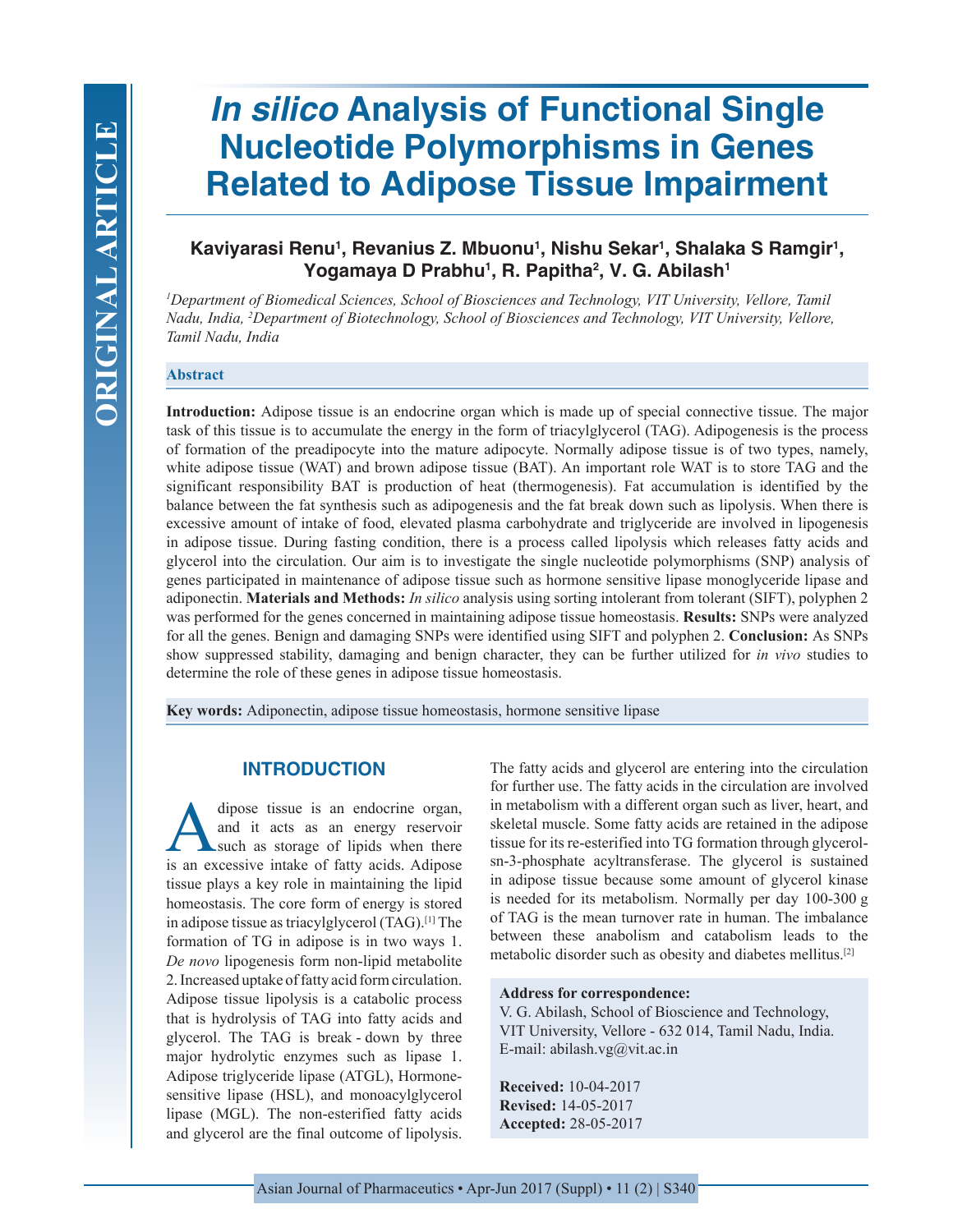# *In silico* Analysis of Functional Single Nucleotide Polymorphisms in Genes Related to Adipose Tissue Impairment

**Kaviyarasi Renu[1], Revanius Z. Mbuonu[1], Nishu Sekar[1], Shalaka S Ramgir[1], Yogamaya D Prabhu[1], R. Papitha[2], V. G. Abilash[1]**

*[1]Department of Biomedical Sciences, School of Biosciences and Technology, VIT University, Vellore, Tamil Nadu, India, [2]Department of Biotechnology, School of Biosciences and Technology, VIT University, Vellore, Tamil Nadu, India*

## Abstract

**Introduction:** Adipose tissue is an endocrine organ which is made up of special connective tissue. The major task of this tissue is to accumulate the energy in the form of triacylglycerol (TAG). Adipogenesis is the process of formation of the preadipocyte into the mature adipocyte. Normally adipose tissue is of two types, namely, white adipose tissue (WAT) and brown adipose tissue (BAT). An important role WAT is to store TAG and the significant responsibility BAT is production of heat (thermogenesis). Fat accumulation is identified by the balance between the fat synthesis such as adipogenesis and the fat break down such as lipolysis. When there is excessive amount of intake of food, elevated plasma carbohydrate and triglyceride are involved in lipogenesis in adipose tissue. During fasting condition, there is a process called lipolysis which releases fatty acids and glycerol into the circulation. Our aim is to investigate the single nucleotide polymorphisms (SNP) analysis of genes participated in maintenance of adipose tissue such as hormone sensitive lipase monoglyceride lipase and adiponectin. **Materials and Methods:** *In silico* analysis using sorting intolerant from tolerant (SIFT), polyphen 2 was performed for the genes concerned in maintaining adipose tissue homeostasis. **Results:** SNPs were analyzed for all the genes. Benign and damaging SNPs were identified using SIFT and polyphen 2. **Conclusion:** As SNPs show suppressed stability, damaging and benign character, they can be further utilized for *in vivo* studies to determine the role of these genes in adipose tissue homeostasis.

**Key words:** Adiponectin, adipose tissue homeostasis, hormone sensitive lipase

## INTRODUCTION

Adipose tissue is an endocrine organ, and it acts as an energy reservoir such as storage of lipids when there is an excessive intake of fatty acids. Adipose tissue plays a key role in maintaining the lipid homeostasis. The core form of energy is stored in adipose tissue as triacylglycerol (TAG).[1] The formation of TG in adipose is in two ways 1. *De novo* lipogenesis form non-lipid metabolite 2. Increased uptake of fatty acid form circulation. Adipose tissue lipolysis is a catabolic process that is hydrolysis of TAG into fatty acids and glycerol. The TAG is break - down by three major hydrolytic enzymes such as lipase 1. Adipose triglyceride lipase (ATGL), Hormone-sensitive lipase (HSL), and monoacylglycerol lipase (MGL). The non-esterified fatty acids and glycerol are the final outcome of lipolysis. The fatty acids and glycerol are entering into the circulation for further use. The fatty acids in the circulation are involved in metabolism with a different organ such as liver, heart, and skeletal muscle. Some fatty acids are retained in the adipose tissue for its re-esterified into TG formation through glycerol-sn-3-phosphate acyltransferase. The glycerol is sustained in adipose tissue because some amount of glycerol kinase is needed for its metabolism. Normally per day 100-300 g of TAG is the mean turnover rate in human. The imbalance between these anabolism and catabolism leads to the metabolic disorder such as obesity and diabetes mellitus.[2]

**Address for correspondence:**
V. G. Abilash, School of Bioscience and Technology, VIT University, Vellore - 632 014, Tamil Nadu, India.
E-mail: abilash.vg@vit.ac.in

**Received:** 10-04-2017
**Revised:** 14-05-2017
**Accepted:** 28-05-2017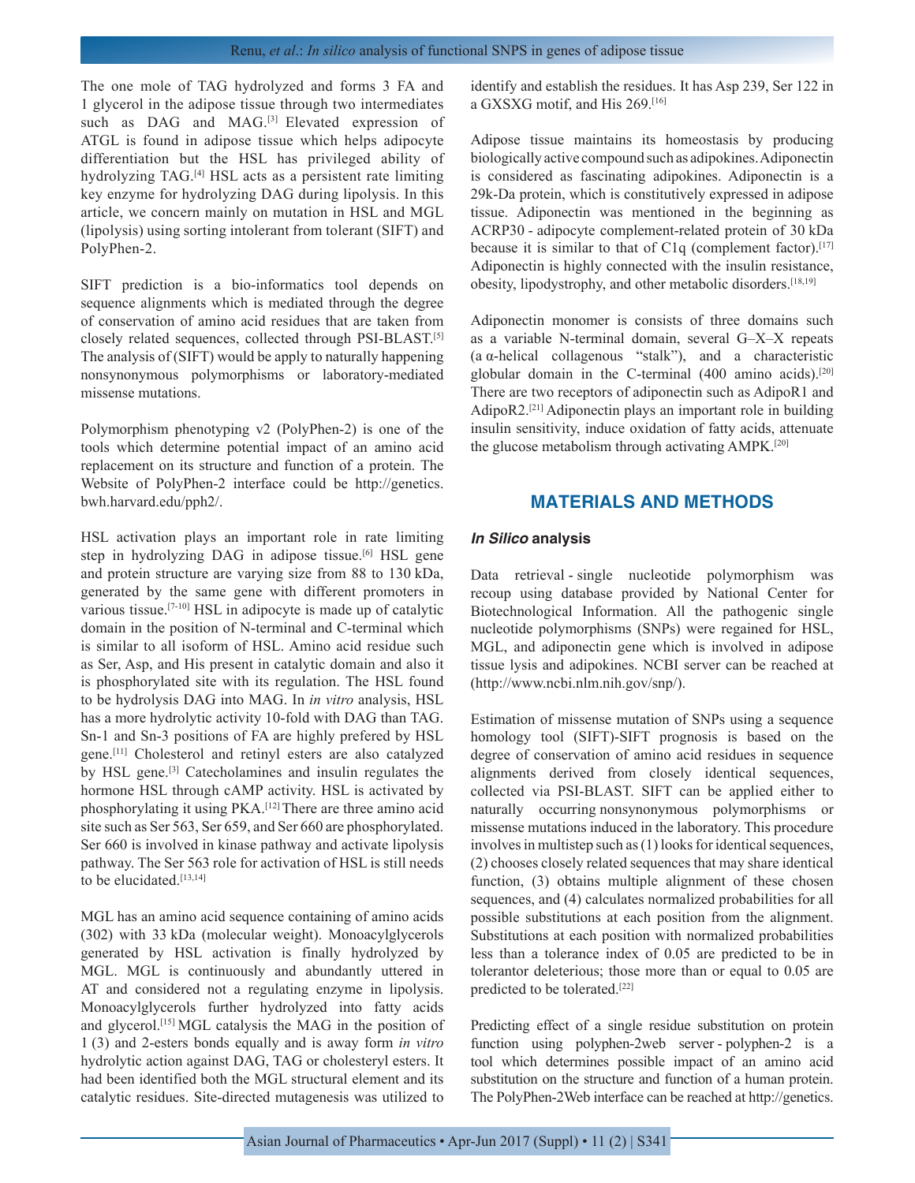The one mole of TAG hydrolyzed and forms 3 FA and 1 glycerol in the adipose tissue through two intermediates such as DAG and MAG.[3] Elevated expression of ATGL is found in adipose tissue which helps adipocyte differentiation but the HSL has privileged ability of hydrolyzing TAG.[4] HSL acts as a persistent rate limiting key enzyme for hydrolyzing DAG during lipolysis. In this article, we concern mainly on mutation in HSL and MGL (lipolysis) using sorting intolerant from tolerant (SIFT) and PolyPhen-2.

SIFT prediction is a bio-informatics tool depends on sequence alignments which is mediated through the degree of conservation of amino acid residues that are taken from closely related sequences, collected through PSI-BLAST.[5] The analysis of (SIFT) would be apply to naturally happening nonsynonymous polymorphisms or laboratory-mediated missense mutations.

Polymorphism phenotyping v2 (PolyPhen-2) is one of the tools which determine potential impact of an amino acid replacement on its structure and function of a protein. The Website of PolyPhen-2 interface could be http://genetics.bwh.harvard.edu/pph2/.

HSL activation plays an important role in rate limiting step in hydrolyzing DAG in adipose tissue.[6] HSL gene and protein structure are varying size from 88 to 130 kDa, generated by the same gene with different promoters in various tissue.[7-10] HSL in adipocyte is made up of catalytic domain in the position of N-terminal and C-terminal which is similar to all isoform of HSL. Amino acid residue such as Ser, Asp, and His present in catalytic domain and also it is phosphorylated site with its regulation. The HSL found to be hydrolysis DAG into MAG. In *in vitro* analysis, HSL has a more hydrolytic activity 10-fold with DAG than TAG. Sn-1 and Sn-3 positions of FA are highly prefered by HSL gene.[11] Cholesterol and retinyl esters are also catalyzed by HSL gene.[3] Catecholamines and insulin regulates the hormone HSL through cAMP activity. HSL is activated by phosphorylating it using PKA.[12] There are three amino acid site such as Ser 563, Ser 659, and Ser 660 are phosphorylated. Ser 660 is involved in kinase pathway and activate lipolysis pathway. The Ser 563 role for activation of HSL is still needs to be elucidated.[13,14]

MGL has an amino acid sequence containing of amino acids (302) with 33 kDa (molecular weight). Monoacylglycerols generated by HSL activation is finally hydrolyzed by MGL. MGL is continuously and abundantly uttered in AT and considered not a regulating enzyme in lipolysis. Monoacylglycerols further hydrolyzed into fatty acids and glycerol.[15] MGL catalysis the MAG in the position of 1 (3) and 2-esters bonds equally and is away form *in vitro* hydrolytic action against DAG, TAG or cholesteryl esters. It had been identified both the MGL structural element and its catalytic residues. Site-directed mutagenesis was utilized to identify and establish the residues. It has Asp 239, Ser 122 in a GXSXG motif, and His 269.[16]

Adipose tissue maintains its homeostasis by producing biologically active compound such as adipokines. Adiponectin is considered as fascinating adipokines. Adiponectin is a 29k-Da protein, which is constitutively expressed in adipose tissue. Adiponectin was mentioned in the beginning as ACRP30 - adipocyte complement-related protein of 30 kDa because it is similar to that of C1q (complement factor).[17] Adiponectin is highly connected with the insulin resistance, obesity, lipodystrophy, and other metabolic disorders.[18,19]

Adiponectin monomer is consists of three domains such as a variable N-terminal domain, several G–X–X repeats (a α-helical collagenous "stalk"), and a characteristic globular domain in the C-terminal (400 amino acids).[20] There are two receptors of adiponectin such as AdipoR1 and AdipoR2.[21] Adiponectin plays an important role in building insulin sensitivity, induce oxidation of fatty acids, attenuate the glucose metabolism through activating AMPK.[20]

## MATERIALS AND METHODS

### *In Silico* analysis

Data retrieval - single nucleotide polymorphism was recoup using database provided by National Center for Biotechnological Information. All the pathogenic single nucleotide polymorphisms (SNPs) were regained for HSL, MGL, and adiponectin gene which is involved in adipose tissue lysis and adipokines. NCBI server can be reached at (http://www.ncbi.nlm.nih.gov/snp/).

Estimation of missense mutation of SNPs using a sequence homology tool (SIFT)-SIFT prognosis is based on the degree of conservation of amino acid residues in sequence alignments derived from closely identical sequences, collected via PSI-BLAST. SIFT can be applied either to naturally occurring nonsynonymous polymorphisms or missense mutations induced in the laboratory. This procedure involves in multistep such as (1) looks for identical sequences, (2) chooses closely related sequences that may share identical function, (3) obtains multiple alignment of these chosen sequences, and (4) calculates normalized probabilities for all possible substitutions at each position from the alignment. Substitutions at each position with normalized probabilities less than a tolerance index of 0.05 are predicted to be in tolerantor deleterious; those more than or equal to 0.05 are predicted to be tolerated.[22]

Predicting effect of a single residue substitution on protein function using polyphen-2web server - polyphen-2 is a tool which determines possible impact of an amino acid substitution on the structure and function of a human protein. The PolyPhen-2Web interface can be reached at http://genetics.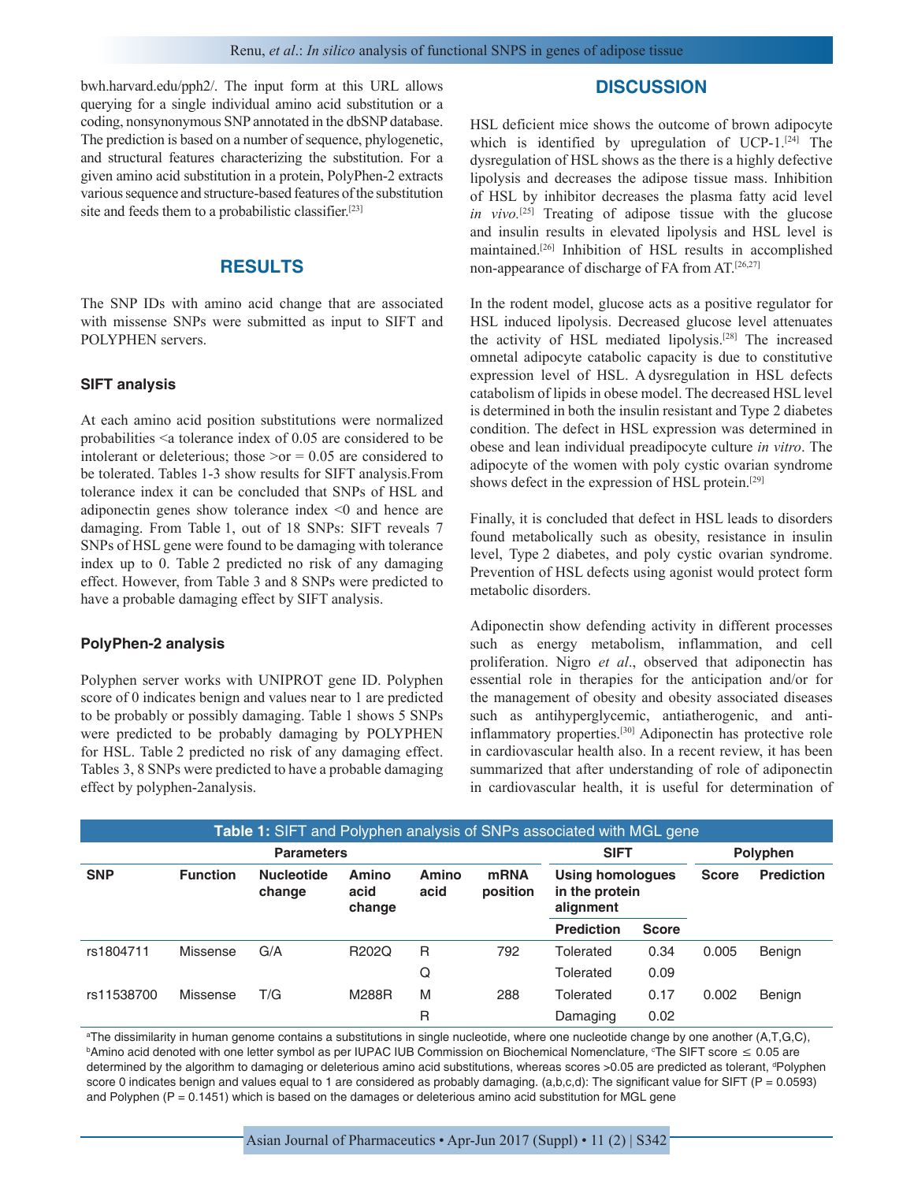bwh.harvard.edu/pph2/. The input form at this URL allows querying for a single individual amino acid substitution or a coding, nonsynonymous SNP annotated in the dbSNP database. The prediction is based on a number of sequence, phylogenetic, and structural features characterizing the substitution. For a given amino acid substitution in a protein, PolyPhen-2 extracts various sequence and structure-based features of the substitution site and feeds them to a probabilistic classifier.[23]

## RESULTS

The SNP IDs with amino acid change that are associated with missense SNPs were submitted as input to SIFT and POLYPHEN servers.

### SIFT analysis

At each amino acid position substitutions were normalized probabilities <a tolerance index of 0.05 are considered to be intolerant or deleterious; those >or = 0.05 are considered to be tolerated. Tables 1-3 show results for SIFT analysis.From tolerance index it can be concluded that SNPs of HSL and adiponectin genes show tolerance index <0 and hence are damaging. From Table 1, out of 18 SNPs: SIFT reveals 7 SNPs of HSL gene were found to be damaging with tolerance index up to 0. Table 2 predicted no risk of any damaging effect. However, from Table 3 and 8 SNPs were predicted to have a probable damaging effect by SIFT analysis.

### PolyPhen-2 analysis

Polyphen server works with UNIPROT gene ID. Polyphen score of 0 indicates benign and values near to 1 are predicted to be probably or possibly damaging. Table 1 shows 5 SNPs were predicted to be probably damaging by POLYPHEN for HSL. Table 2 predicted no risk of any damaging effect. Tables 3, 8 SNPs were predicted to have a probable damaging effect by polyphen-2analysis.

## DISCUSSION

HSL deficient mice shows the outcome of brown adipocyte which is identified by upregulation of UCP-1.[24] The dysregulation of HSL shows as the there is a highly defective lipolysis and decreases the adipose tissue mass. Inhibition of HSL by inhibitor decreases the plasma fatty acid level *in vivo*.[25] Treating of adipose tissue with the glucose and insulin results in elevated lipolysis and HSL level is maintained.[26] Inhibition of HSL results in accomplished non-appearance of discharge of FA from AT.[26,27]

In the rodent model, glucose acts as a positive regulator for HSL induced lipolysis. Decreased glucose level attenuates the activity of HSL mediated lipolysis.[28] The increased omnetal adipocyte catabolic capacity is due to constitutive expression level of HSL. A dysregulation in HSL defects catabolism of lipids in obese model. The decreased HSL level is determined in both the insulin resistant and Type 2 diabetes condition. The defect in HSL expression was determined in obese and lean individual preadipocyte culture *in vitro*. The adipocyte of the women with poly cystic ovarian syndrome shows defect in the expression of HSL protein.[29]

Finally, it is concluded that defect in HSL leads to disorders found metabolically such as obesity, resistance in insulin level, Type 2 diabetes, and poly cystic ovarian syndrome. Prevention of HSL defects using agonist would protect form metabolic disorders.

Adiponectin show defending activity in different processes such as energy metabolism, inflammation, and cell proliferation. Nigro *et al*., observed that adiponectin has essential role in therapies for the anticipation and/or for the management of obesity and obesity associated diseases such as antihyperglycemic, antiatherogenic, and anti-inflammatory properties.[30] Adiponectin has protective role in cardiovascular health also. In a recent review, it has been summarized that after understanding of role of adiponectin in cardiovascular health, it is useful for determination of

**Table 1:** SIFT and Polyphen analysis of SNPs associated with MGL gene

| Parameters | | | | | | SIFT | | Polyphen | |
|---|---|---|---|---|---|---|---|---|---|
| SNP | Function | Nucleotide change | Amino acid change | Amino acid | mRNA position | Using homologues in the protein alignment | | Score | Prediction |
| | | | | | | Prediction | Score | | |
| rs1804711 | Missense | G/A | R202Q | R | 792 | Tolerated | 0.34 | 0.005 | Benign |
| | | | | Q | | Tolerated | 0.09 | | |
| rs11538700 | Missense | T/G | M288R | M | 288 | Tolerated | 0.17 | 0.002 | Benign |
| | | | | R | | Damaging | 0.02 | | |

[a]The dissimilarity in human genome contains a substitutions in single nucleotide, where one nucleotide change by one another (A,T,G,C), [b]Amino acid denoted with one letter symbol as per IUPAC IUB Commission on Biochemical Nomenclature, [c]The SIFT score ≤ 0.05 are determined by the algorithm to damaging or deleterious amino acid substitutions, whereas scores >0.05 are predicted as tolerant, [d]Polyphen score 0 indicates benign and values equal to 1 are considered as probably damaging. (a,b,c,d): The significant value for SIFT (P = 0.0593) and Polyphen (P = 0.1451) which is based on the damages or deleterious amino acid substitution for MGL gene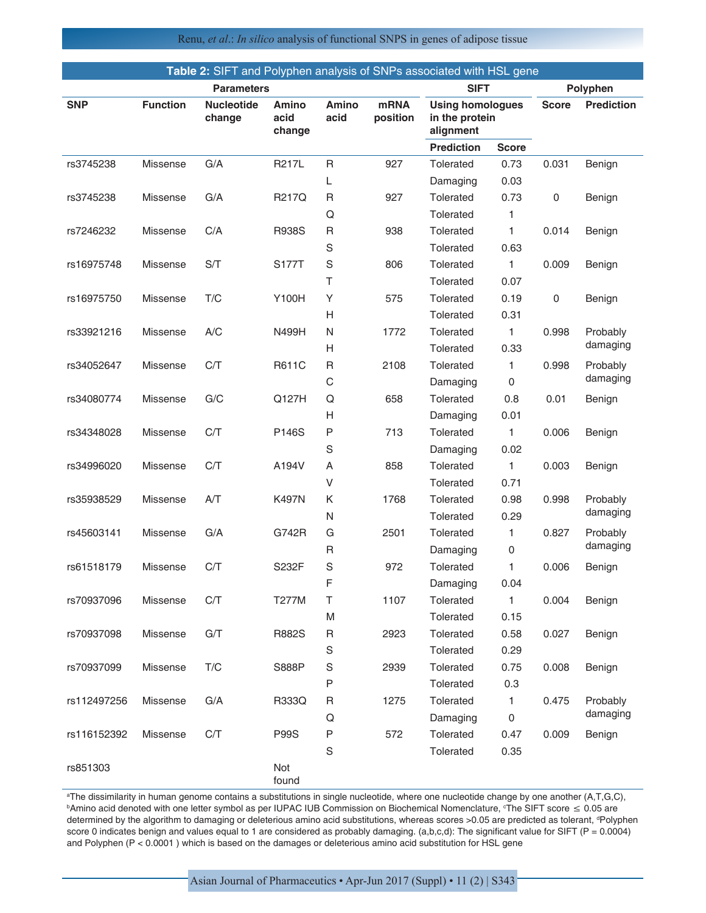**Table 2: SIFT and Polyphen analysis of SNPs associated with HSL gene**

| Parameters | | | | | | SIFT | | Polyphen | |
|---|---|---|---|---|---|---|---|---|---|
| SNP | Function | Nucleotide change | Amino acid change | Amino acid | mRNA position | Using homologues in the protein alignment | | Score | Prediction |
| | | | | | | Prediction | Score | | |
| rs3745238 | Missense | G/A | R217L | R | 927 | Tolerated | 0.73 | 0.031 | Benign |
| | | | | L | | Damaging | 0.03 | | |
| rs3745238 | Missense | G/A | R217Q | R | 927 | Tolerated | 0.73 | 0 | Benign |
| | | | | Q | | Tolerated | 1 | | |
| rs7246232 | Missense | C/A | R938S | R | 938 | Tolerated | 1 | 0.014 | Benign |
| | | | | S | | Tolerated | 0.63 | | |
| rs16975748 | Missense | S/T | S177T | S | 806 | Tolerated | 1 | 0.009 | Benign |
| | | | | T | | Tolerated | 0.07 | | |
| rs16975750 | Missense | T/C | Y100H | Y | 575 | Tolerated | 0.19 | 0 | Benign |
| | | | | H | | Tolerated | 0.31 | | |
| rs33921216 | Missense | A/C | N499H | N | 1772 | Tolerated | 1 | 0.998 | Probably damaging |
| | | | | H | | Tolerated | 0.33 | | |
| rs34052647 | Missense | C/T | R611C | R | 2108 | Tolerated | 1 | 0.998 | Probably damaging |
| | | | | C | | Damaging | 0 | | |
| rs34080774 | Missense | G/C | Q127H | Q | 658 | Tolerated | 0.8 | 0.01 | Benign |
| | | | | H | | Damaging | 0.01 | | |
| rs34348028 | Missense | C/T | P146S | P | 713 | Tolerated | 1 | 0.006 | Benign |
| | | | | S | | Damaging | 0.02 | | |
| rs34996020 | Missense | C/T | A194V | A | 858 | Tolerated | 1 | 0.003 | Benign |
| | | | | V | | Tolerated | 0.71 | | |
| rs35938529 | Missense | A/T | K497N | K | 1768 | Tolerated | 0.98 | 0.998 | Probably damaging |
| | | | | N | | Tolerated | 0.29 | | |
| rs45603141 | Missense | G/A | G742R | G | 2501 | Tolerated | 1 | 0.827 | Probably damaging |
| | | | | R | | Damaging | 0 | | |
| rs61518179 | Missense | C/T | S232F | S | 972 | Tolerated | 1 | 0.006 | Benign |
| | | | | F | | Damaging | 0.04 | | |
| rs70937096 | Missense | C/T | T277M | T | 1107 | Tolerated | 1 | 0.004 | Benign |
| | | | | M | | Tolerated | 0.15 | | |
| rs70937098 | Missense | G/T | R882S | R | 2923 | Tolerated | 0.58 | 0.027 | Benign |
| | | | | S | | Tolerated | 0.29 | | |
| rs70937099 | Missense | T/C | S888P | S | 2939 | Tolerated | 0.75 | 0.008 | Benign |
| | | | | P | | Tolerated | 0.3 | | |
| rs112497256 | Missense | G/A | R333Q | R | 1275 | Tolerated | 1 | 0.475 | Probably damaging |
| | | | | Q | | Damaging | 0 | | |
| rs116152392 | Missense | C/T | P99S | P | 572 | Tolerated | 0.47 | 0.009 | Benign |
| | | | | S | | Tolerated | 0.35 | | |
| rs851303 | | | Not found | | | | | | |

[a]The dissimilarity in human genome contains a substitutions in single nucleotide, where one nucleotide change by one another (A,T,G,C), [b]Amino acid denoted with one letter symbol as per IUPAC IUB Commission on Biochemical Nomenclature, [c]The SIFT score ≤ 0.05 are determined by the algorithm to damaging or deleterious amino acid substitutions, whereas scores >0.05 are predicted as tolerant, [d]Polyphen score 0 indicates benign and values equal to 1 are considered as probably damaging. (a,b,c,d): The significant value for SIFT ($P = 0.0004$) and Polyphen ($P < 0.0001$) which is based on the damages or deleterious amino acid substitution for HSL gene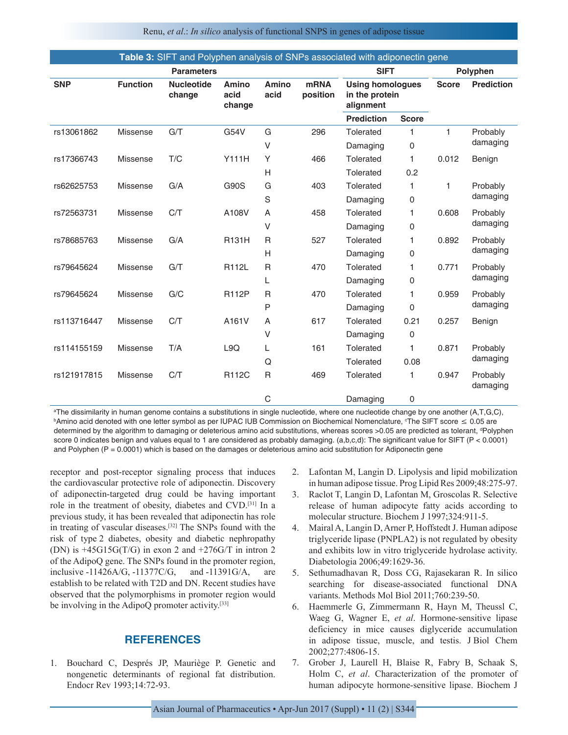**Table 3:** SIFT and Polyphen analysis of SNPs associated with adiponectin gene

| Parameters | | | | | | SIFT | | Polyphen | |
|---|---|---|---|---|---|---|---|---|---|
| SNP | Function | Nucleotide change | Amino acid change | Amino acid | mRNA position | Using homologues in the protein alignment | | Score | Prediction |
| | | | | | | Prediction | Score | | |
| rs13061862 | Missense | G/T | G54V | G | 296 | Tolerated | 1 | 1 | Probably damaging |
| | | | | V | | Damaging | 0 | | |
| rs17366743 | Missense | T/C | Y111H | Y | 466 | Tolerated | 1 | 0.012 | Benign |
| | | | | H | | Tolerated | 0.2 | | |
| rs62625753 | Missense | G/A | G90S | G | 403 | Tolerated | 1 | 1 | Probably damaging |
| | | | | S | | Damaging | 0 | | |
| rs72563731 | Missense | C/T | A108V | A | 458 | Tolerated | 1 | 0.608 | Probably damaging |
| | | | | V | | Damaging | 0 | | |
| rs78685763 | Missense | G/A | R131H | R | 527 | Tolerated | 1 | 0.892 | Probably damaging |
| | | | | H | | Damaging | 0 | | |
| rs79645624 | Missense | G/T | R112L | R | 470 | Tolerated | 1 | 0.771 | Probably damaging |
| | | | | L | | Damaging | 0 | | |
| rs79645624 | Missense | G/C | R112P | R | 470 | Tolerated | 1 | 0.959 | Probably damaging |
| | | | | P | | Damaging | 0 | | |
| rs113716447 | Missense | C/T | A161V | A | 617 | Tolerated | 0.21 | 0.257 | Benign |
| | | | | V | | Damaging | 0 | | |
| rs114155159 | Missense | T/A | L9Q | L | 161 | Tolerated | 1 | 0.871 | Probably damaging |
| | | | | Q | | Tolerated | 0.08 | | |
| rs121917815 | Missense | C/T | R112C | R | 469 | Tolerated | 1 | 0.947 | Probably damaging |
| | | | | C | | Damaging | 0 | | |

[a]The dissimilarity in human genome contains a substitutions in single nucleotide, where one nucleotide change by one another (A,T,G,C), [b]Amino acid denoted with one letter symbol as per IUPAC IUB Commission on Biochemical Nomenclature, [c]The SIFT score ≤ 0.05 are determined by the algorithm to damaging or deleterious amino acid substitutions, whereas scores >0.05 are predicted as tolerant, [d]Polyphen score 0 indicates benign and values equal to 1 are considered as probably damaging. (a,b,c,d): The significant value for SIFT ($P < 0.0001$) and Polyphen ($P = 0.0001$) which is based on the damages or deleterious amino acid substitution for Adiponectin gene

receptor and post-receptor signaling process that induces the cardiovascular protective role of adiponectin. Discovery of adiponectin-targeted drug could be having important role in the treatment of obesity, diabetes and CVD.[31] In a previous study, it has been revealed that adiponectin has role in treating of vascular diseases.[32] The SNPs found with the risk of type 2 diabetes, obesity and diabetic nephropathy (DN) is +45G15G(T/G) in exon 2 and +276G/T in intron 2 of the AdipoQ gene. The SNPs found in the promoter region, inclusive -11426A/G, -11377C/G, and -11391G/A, are establish to be related with T2D and DN. Recent studies have observed that the polymorphisms in promoter region would be involving in the AdipoQ promoter activity.[33]

## REFERENCES

1. Bouchard C, Després JP, Mauriège P. Genetic and nongenetic determinants of regional fat distribution. Endocr Rev 1993;14:72-93.
2. Lafontan M, Langin D. Lipolysis and lipid mobilization in human adipose tissue. Prog Lipid Res 2009;48:275-97.
3. Raclot T, Langin D, Lafontan M, Groscolas R. Selective release of human adipocyte fatty acids according to molecular structure. Biochem J 1997;324:911-5.
4. Mairal A, Langin D, Arner P, Hoffstedt J. Human adipose triglyceride lipase (PNPLA2) is not regulated by obesity and exhibits low in vitro triglyceride hydrolase activity. Diabetologia 2006;49:1629-36.
5. Sethumadhavan R, Doss CG, Rajasekaran R. In silico searching for disease-associated functional DNA variants. Methods Mol Biol 2011;760:239-50.
6. Haemmerle G, Zimmermann R, Hayn M, Theussl C, Waeg G, Wagner E, *et al*. Hormone-sensitive lipase deficiency in mice causes diglyceride accumulation in adipose tissue, muscle, and testis. J Biol Chem 2002;277:4806-15.
7. Grober J, Laurell H, Blaise R, Fabry B, Schaak S, Holm C, *et al*. Characterization of the promoter of human adipocyte hormone-sensitive lipase. Biochem J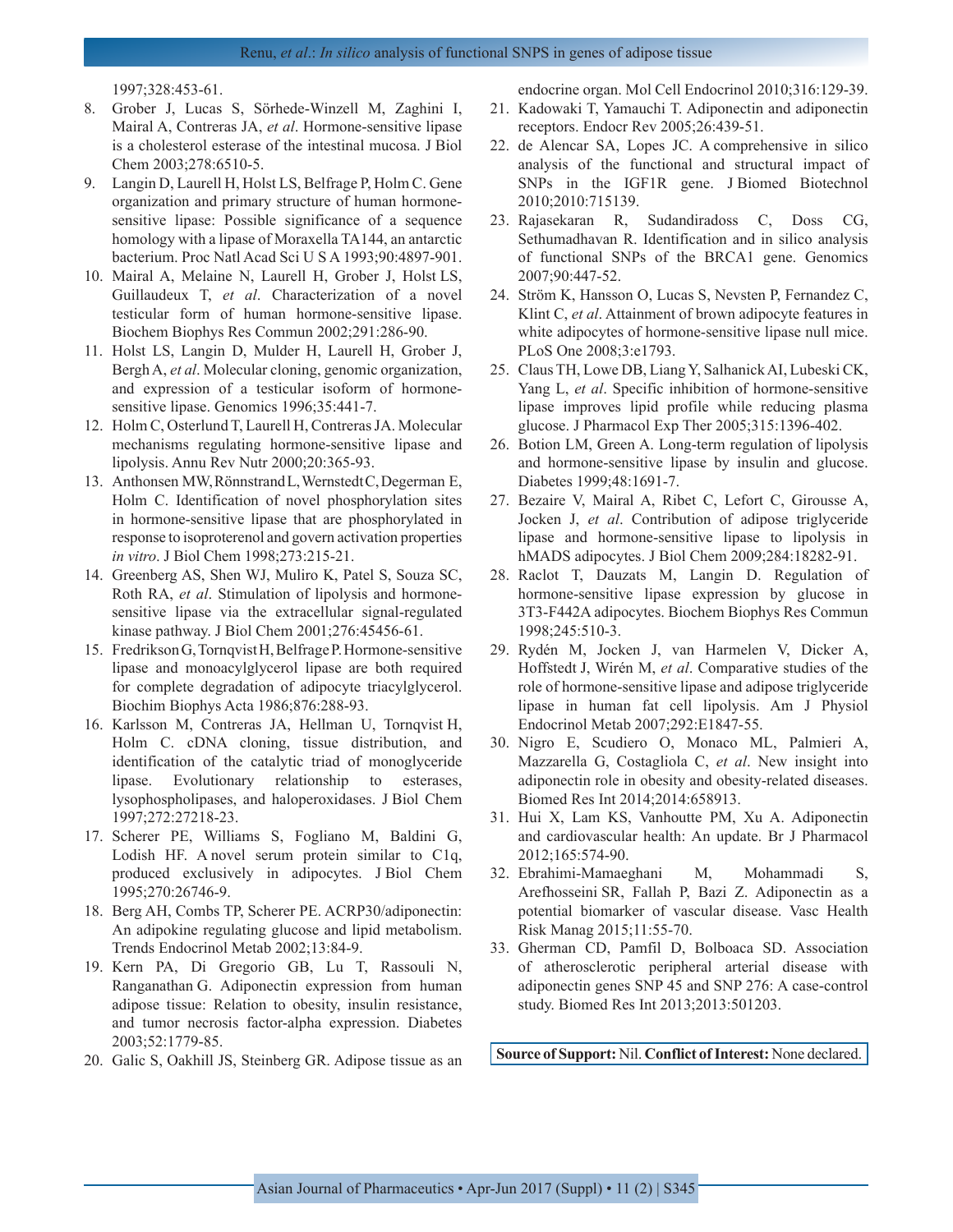1997;328:453-61.

8. Grober J, Lucas S, Sörhede-Winzell M, Zaghini I, Mairal A, Contreras JA, *et al*. Hormone-sensitive lipase is a cholesterol esterase of the intestinal mucosa. J Biol Chem 2003;278:6510-5.
9. Langin D, Laurell H, Holst LS, Belfrage P, Holm C. Gene organization and primary structure of human hormone-sensitive lipase: Possible significance of a sequence homology with a lipase of Moraxella TA144, an antarctic bacterium. Proc Natl Acad Sci U S A 1993;90:4897-901.
10. Mairal A, Melaine N, Laurell H, Grober J, Holst LS, Guillaudeux T, *et al*. Characterization of a novel testicular form of human hormone-sensitive lipase. Biochem Biophys Res Commun 2002;291:286-90.
11. Holst LS, Langin D, Mulder H, Laurell H, Grober J, Bergh A, *et al*. Molecular cloning, genomic organization, and expression of a testicular isoform of hormone-sensitive lipase. Genomics 1996;35:441-7.
12. Holm C, Osterlund T, Laurell H, Contreras JA. Molecular mechanisms regulating hormone-sensitive lipase and lipolysis. Annu Rev Nutr 2000;20:365-93.
13. Anthonsen MW, Rönnstrand L, Wernstedt C, Degerman E, Holm C. Identification of novel phosphorylation sites in hormone-sensitive lipase that are phosphorylated in response to isoproterenol and govern activation properties *in vitro*. J Biol Chem 1998;273:215-21.
14. Greenberg AS, Shen WJ, Muliro K, Patel S, Souza SC, Roth RA, *et al*. Stimulation of lipolysis and hormone-sensitive lipase via the extracellular signal-regulated kinase pathway. J Biol Chem 2001;276:45456-61.
15. Fredrikson G, Tornqvist H, Belfrage P. Hormone-sensitive lipase and monoacylglycerol lipase are both required for complete degradation of adipocyte triacylglycerol. Biochim Biophys Acta 1986;876:288-93.
16. Karlsson M, Contreras JA, Hellman U, Tornqvist H, Holm C. cDNA cloning, tissue distribution, and identification of the catalytic triad of monoglyceride lipase. Evolutionary relationship to esterases, lysophospholipases, and haloperoxidases. J Biol Chem 1997;272:27218-23.
17. Scherer PE, Williams S, Fogliano M, Baldini G, Lodish HF. A novel serum protein similar to C1q, produced exclusively in adipocytes. J Biol Chem 1995;270:26746-9.
18. Berg AH, Combs TP, Scherer PE. ACRP30/adiponectin: An adipokine regulating glucose and lipid metabolism. Trends Endocrinol Metab 2002;13:84-9.
19. Kern PA, Di Gregorio GB, Lu T, Rassouli N, Ranganathan G. Adiponectin expression from human adipose tissue: Relation to obesity, insulin resistance, and tumor necrosis factor-alpha expression. Diabetes 2003;52:1779-85.
20. Galic S, Oakhill JS, Steinberg GR. Adipose tissue as an endocrine organ. Mol Cell Endocrinol 2010;316:129-39.
21. Kadowaki T, Yamauchi T. Adiponectin and adiponectin receptors. Endocr Rev 2005;26:439-51.
22. de Alencar SA, Lopes JC. A comprehensive in silico analysis of the functional and structural impact of SNPs in the IGF1R gene. J Biomed Biotechnol 2010;2010:715139.
23. Rajasekaran R, Sudandiradoss C, Doss CG, Sethumadhavan R. Identification and in silico analysis of functional SNPs of the BRCA1 gene. Genomics 2007;90:447-52.
24. Ström K, Hansson O, Lucas S, Nevsten P, Fernandez C, Klint C, *et al*. Attainment of brown adipocyte features in white adipocytes of hormone-sensitive lipase null mice. PLoS One 2008;3:e1793.
25. Claus TH, Lowe DB, Liang Y, Salhanick AI, Lubeski CK, Yang L, *et al*. Specific inhibition of hormone-sensitive lipase improves lipid profile while reducing plasma glucose. J Pharmacol Exp Ther 2005;315:1396-402.
26. Botion LM, Green A. Long-term regulation of lipolysis and hormone-sensitive lipase by insulin and glucose. Diabetes 1999;48:1691-7.
27. Bezaire V, Mairal A, Ribet C, Lefort C, Girousse A, Jocken J, *et al*. Contribution of adipose triglyceride lipase and hormone-sensitive lipase to lipolysis in hMADS adipocytes. J Biol Chem 2009;284:18282-91.
28. Raclot T, Dauzats M, Langin D. Regulation of hormone-sensitive lipase expression by glucose in 3T3-F442A adipocytes. Biochem Biophys Res Commun 1998;245:510-3.
29. Rydén M, Jocken J, van Harmelen V, Dicker A, Hoffstedt J, Wirén M, *et al*. Comparative studies of the role of hormone-sensitive lipase and adipose triglyceride lipase in human fat cell lipolysis. Am J Physiol Endocrinol Metab 2007;292:E1847-55.
30. Nigro E, Scudiero O, Monaco ML, Palmieri A, Mazzarella G, Costagliola C, *et al*. New insight into adiponectin role in obesity and obesity-related diseases. Biomed Res Int 2014;2014:658913.
31. Hui X, Lam KS, Vanhoutte PM, Xu A. Adiponectin and cardiovascular health: An update. Br J Pharmacol 2012;165:574-90.
32. Ebrahimi-Mamaeghani M, Mohammadi S, Arefhosseini SR, Fallah P, Bazi Z. Adiponectin as a potential biomarker of vascular disease. Vasc Health Risk Manag 2015;11:55-70.
33. Gherman CD, Pamfil D, Bolboaca SD. Association of atherosclerotic peripheral arterial disease with adiponectin genes SNP 45 and SNP 276: A case-control study. Biomed Res Int 2013;2013:501203.

**Source of Support:** Nil. **Conflict of Interest:** None declared.